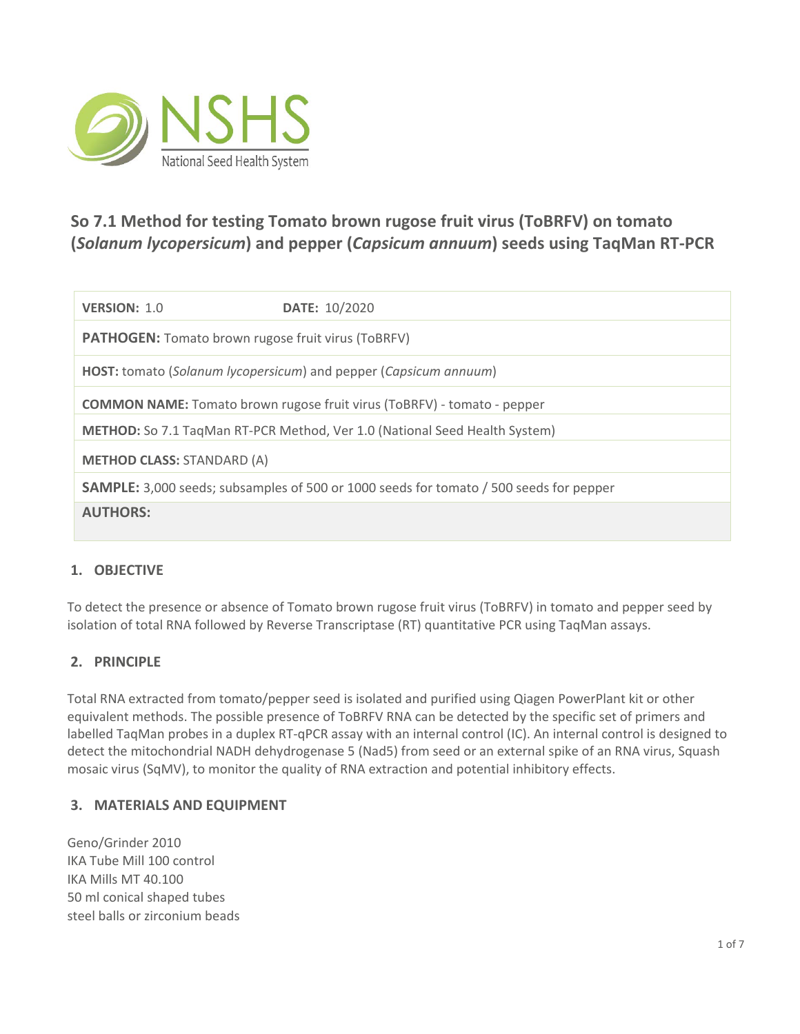NSHS National Seed Health System

# So 7.1 Method for testing Tomato brown rugose fruit virus (ToBRFV) on tomato (*Solanum lycopersicum*) and pepper (*Capsicum annuum*) seeds using TaqMan RT-PCR

| **VERSION:** 1.0 | **DATE:** 10/2020 |
|---|---|
| **PATHOGEN:** Tomato brown rugose fruit virus (ToBRFV) | |
| **HOST:** tomato (*Solanum lycopersicum*) and pepper (*Capsicum annuum*) | |
| **COMMON NAME:** Tomato brown rugose fruit virus (ToBRFV) - tomato - pepper | |
| **METHOD:** So 7.1 TaqMan RT-PCR Method, Ver 1.0 (National Seed Health System) | |
| **METHOD CLASS:** STANDARD (A) | |
| **SAMPLE:** 3,000 seeds; subsamples of 500 or 1000 seeds for tomato / 500 seeds for pepper | |
| **AUTHORS:** | |

## 1. OBJECTIVE

To detect the presence or absence of Tomato brown rugose fruit virus (ToBRFV) in tomato and pepper seed by isolation of total RNA followed by Reverse Transcriptase (RT) quantitative PCR using TaqMan assays.

## 2. PRINCIPLE

Total RNA extracted from tomato/pepper seed is isolated and purified using Qiagen PowerPlant kit or other equivalent methods. The possible presence of ToBRFV RNA can be detected by the specific set of primers and labelled TaqMan probes in a duplex RT-qPCR assay with an internal control (IC). An internal control is designed to detect the mitochondrial NADH dehydrogenase 5 (Nad5) from seed or an external spike of an RNA virus, Squash mosaic virus (SqMV), to monitor the quality of RNA extraction and potential inhibitory effects.

## 3. MATERIALS AND EQUIPMENT

Geno/Grinder 2010
IKA Tube Mill 100 control
IKA Mills MT 40.100
50 ml conical shaped tubes
steel balls or zirconium beads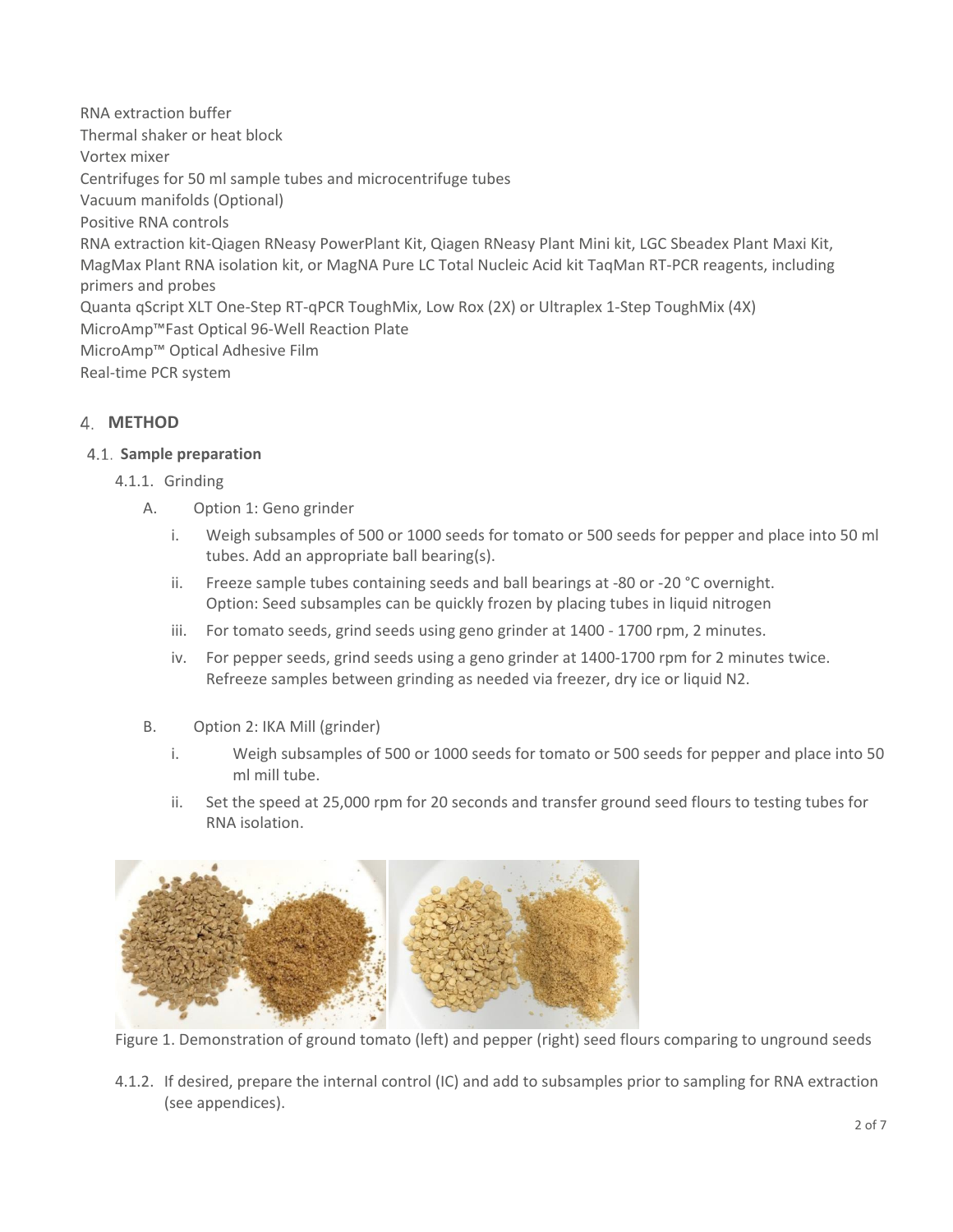RNA extraction buffer
Thermal shaker or heat block
Vortex mixer
Centrifuges for 50 ml sample tubes and microcentrifuge tubes
Vacuum manifolds (Optional)
Positive RNA controls
RNA extraction kit-Qiagen RNeasy PowerPlant Kit, Qiagen RNeasy Plant Mini kit, LGC Sbeadex Plant Maxi Kit, MagMax Plant RNA isolation kit, or MagNA Pure LC Total Nucleic Acid kit TaqMan RT-PCR reagents, including primers and probes
Quanta qScript XLT One-Step RT-qPCR ToughMix, Low Rox (2X) or Ultraplex 1-Step ToughMix (4X)
MicroAmp™Fast Optical 96-Well Reaction Plate
MicroAmp™ Optical Adhesive Film
Real-time PCR system

## 4. METHOD

### 4.1. Sample preparation

4.1.1. Grinding

A. Option 1: Geno grinder

i. Weigh subsamples of 500 or 1000 seeds for tomato or 500 seeds for pepper and place into 50 ml tubes. Add an appropriate ball bearing(s).

ii. Freeze sample tubes containing seeds and ball bearings at -80 or -20 °C overnight.
Option: Seed subsamples can be quickly frozen by placing tubes in liquid nitrogen

iii. For tomato seeds, grind seeds using geno grinder at 1400 - 1700 rpm, 2 minutes.

iv. For pepper seeds, grind seeds using a geno grinder at 1400-1700 rpm for 2 minutes twice. Refreeze samples between grinding as needed via freezer, dry ice or liquid N2.

B. Option 2: IKA Mill (grinder)

i. Weigh subsamples of 500 or 1000 seeds for tomato or 500 seeds for pepper and place into 50 ml mill tube.

ii. Set the speed at 25,000 rpm for 20 seconds and transfer ground seed flours to testing tubes for RNA isolation.

Figure 1. Demonstration of ground tomato (left) and pepper (right) seed flours comparing to unground seeds

4.1.2. If desired, prepare the internal control (IC) and add to subsamples prior to sampling for RNA extraction (see appendices).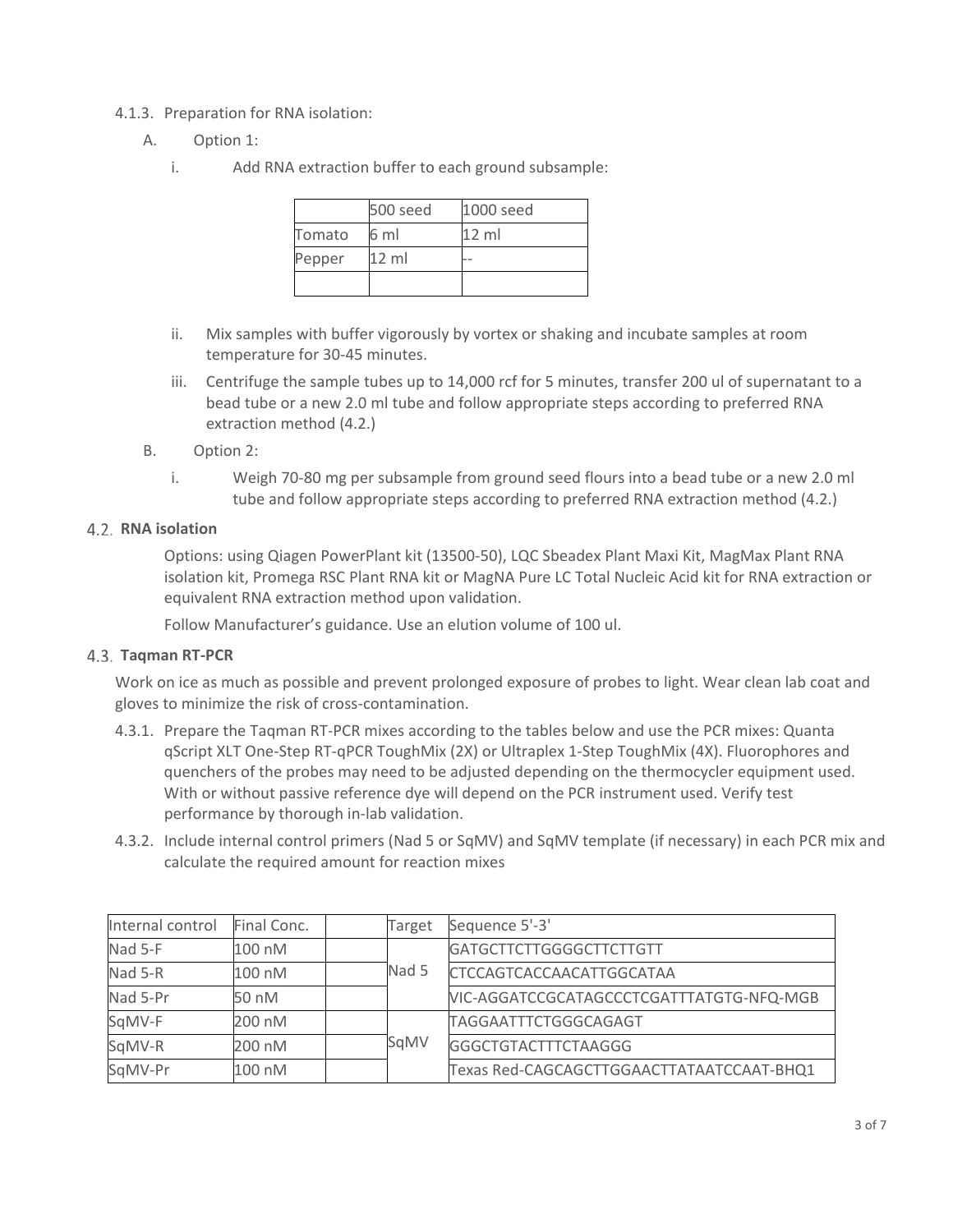4.1.3. Preparation for RNA isolation:

A. Option 1:

i. Add RNA extraction buffer to each ground subsample:

| | 500 seed | 1000 seed |
|---|---|---|
| Tomato | 6 ml | 12 ml |
| Pepper | 12 ml | -- |
| | | |

ii. Mix samples with buffer vigorously by vortex or shaking and incubate samples at room temperature for 30-45 minutes.

iii. Centrifuge the sample tubes up to 14,000 rcf for 5 minutes, transfer 200 ul of supernatant to a bead tube or a new 2.0 ml tube and follow appropriate steps according to preferred RNA extraction method (4.2.)

B. Option 2:

i. Weigh 70-80 mg per subsample from ground seed flours into a bead tube or a new 2.0 ml tube and follow appropriate steps according to preferred RNA extraction method (4.2.)

## 4.2. RNA isolation

Options: using Qiagen PowerPlant kit (13500-50), LQC Sbeadex Plant Maxi Kit, MagMax Plant RNA isolation kit, Promega RSC Plant RNA kit or MagNA Pure LC Total Nucleic Acid kit for RNA extraction or equivalent RNA extraction method upon validation.

Follow Manufacturer's guidance. Use an elution volume of 100 ul.

## 4.3. Taqman RT-PCR

Work on ice as much as possible and prevent prolonged exposure of probes to light. Wear clean lab coat and gloves to minimize the risk of cross-contamination.

4.3.1. Prepare the Taqman RT-PCR mixes according to the tables below and use the PCR mixes: Quanta qScript XLT One-Step RT-qPCR ToughMix (2X) or Ultraplex 1-Step ToughMix (4X). Fluorophores and quenchers of the probes may need to be adjusted depending on the thermocycler equipment used. With or without passive reference dye will depend on the PCR instrument used. Verify test performance by thorough in-lab validation.

4.3.2. Include internal control primers (Nad 5 or SqMV) and SqMV template (if necessary) in each PCR mix and calculate the required amount for reaction mixes

| Internal control | Final Conc. | | Target | Sequence 5'-3' |
|---|---|---|---|---|
| Nad 5-F | 100 nM | | Nad 5 | GATGCTTCTTGGGGCTTCTTGTT |
| Nad 5-R | 100 nM | | | CTCCAGTCACCAACATTGGCATAA |
| Nad 5-Pr | 50 nM | | | VIC-AGGATCCGCATAGCCCTCGATTTATGTG-NFQ-MGB |
| SqMV-F | 200 nM | | SqMV | TAGGAATTTCTGGGCAGAGT |
| SqMV-R | 200 nM | | | GGGCTGTACTTTCTAAGGG |
| SqMV-Pr | 100 nM | | | Texas Red-CAGCAGCTTGGAACTTATAATCCAAT-BHQ1 |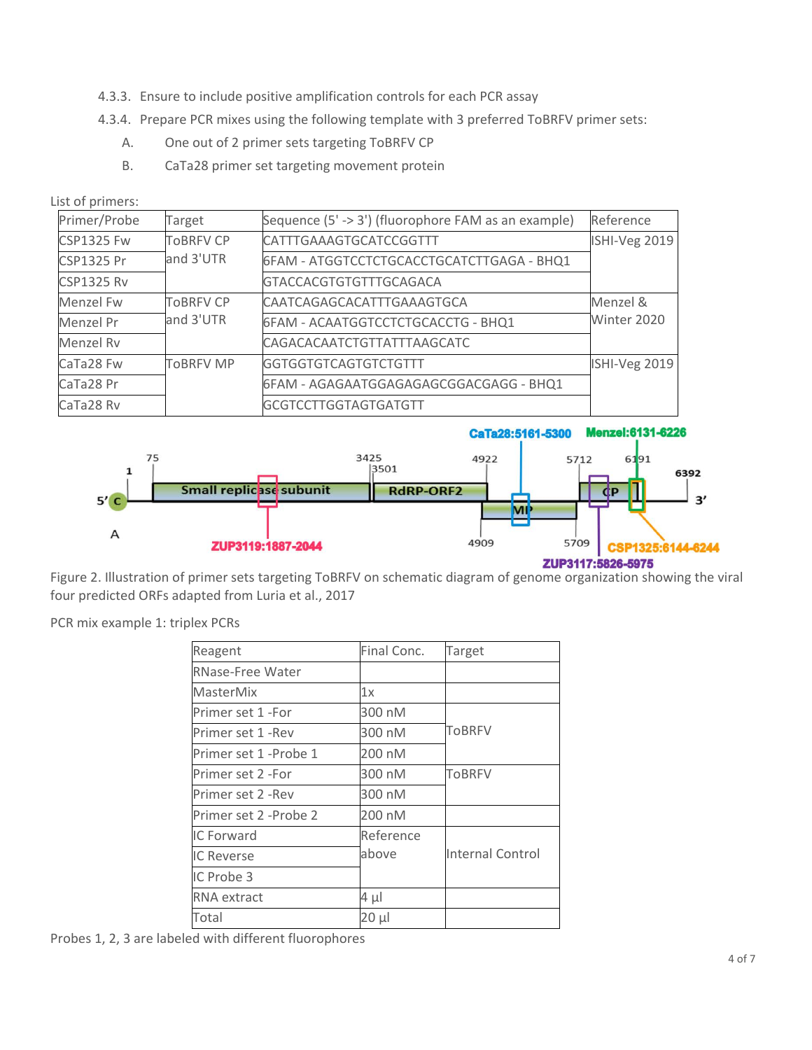4.3.3. Ensure to include positive amplification controls for each PCR assay

4.3.4. Prepare PCR mixes using the following template with 3 preferred ToBRFV primer sets:

A. One out of 2 primer sets targeting ToBRFV CP

B. CaTa28 primer set targeting movement protein

List of primers:

| Primer/Probe | Target | Sequence (5' -> 3') (fluorophore FAM as an example) | Reference |
|---|---|---|---|
| CSP1325 Fw | ToBRFV CP and 3'UTR | CATTTGAAAGTGCATCCGGTTT | ISHI-Veg 2019 |
| CSP1325 Pr | | 6FAM - ATGGTCCTCTGCACCTGCATCTTGAGA - BHQ1 | |
| CSP1325 Rv | | GTACCACGTGTGTTTGCAGACA | |
| Menzel Fw | ToBRFV CP and 3'UTR | CAATCAGAGCACATTTGAAAGTGCA | Menzel & Winter 2020 |
| Menzel Pr | | 6FAM - ACAATGGTCCTCTGCACCTG - BHQ1 | |
| Menzel Rv | | CAGACACAATCTGTTATTTAAGCATC | |
| CaTa28 Fw | ToBRFV MP | GGTGGTGTCAGTGTCTGTTT | ISHI-Veg 2019 |
| CaTa28 Pr | | 6FAM - AGAGAATGGAGAGAGCGGACGAGG - BHQ1 | |
| CaTa28 Rv | | GCGTCCTTGGTAGTGATGTT | |

Figure 2. Illustration of primer sets targeting ToBRFV on schematic diagram of genome organization showing the viral four predicted ORFs adapted from Luria et al., 2017

PCR mix example 1: triplex PCRs

| Reagent | Final Conc. | Target |
|---|---|---|
| RNase-Free Water | | |
| MasterMix | 1x | |
| Primer set 1 -For | 300 nM | ToBRFV |
| Primer set 1 -Rev | 300 nM | |
| Primer set 1 -Probe 1 | 200 nM | |
| Primer set 2 -For | 300 nM | ToBRFV |
| Primer set 2 -Rev | 300 nM | |
| Primer set 2 -Probe 2 | 200 nM | |
| IC Forward | Reference above | Internal Control |
| IC Reverse | | |
| IC Probe 3 | | |
| RNA extract | 4 µl | |
| Total | 20 µl | |

Probes 1, 2, 3 are labeled with different fluorophores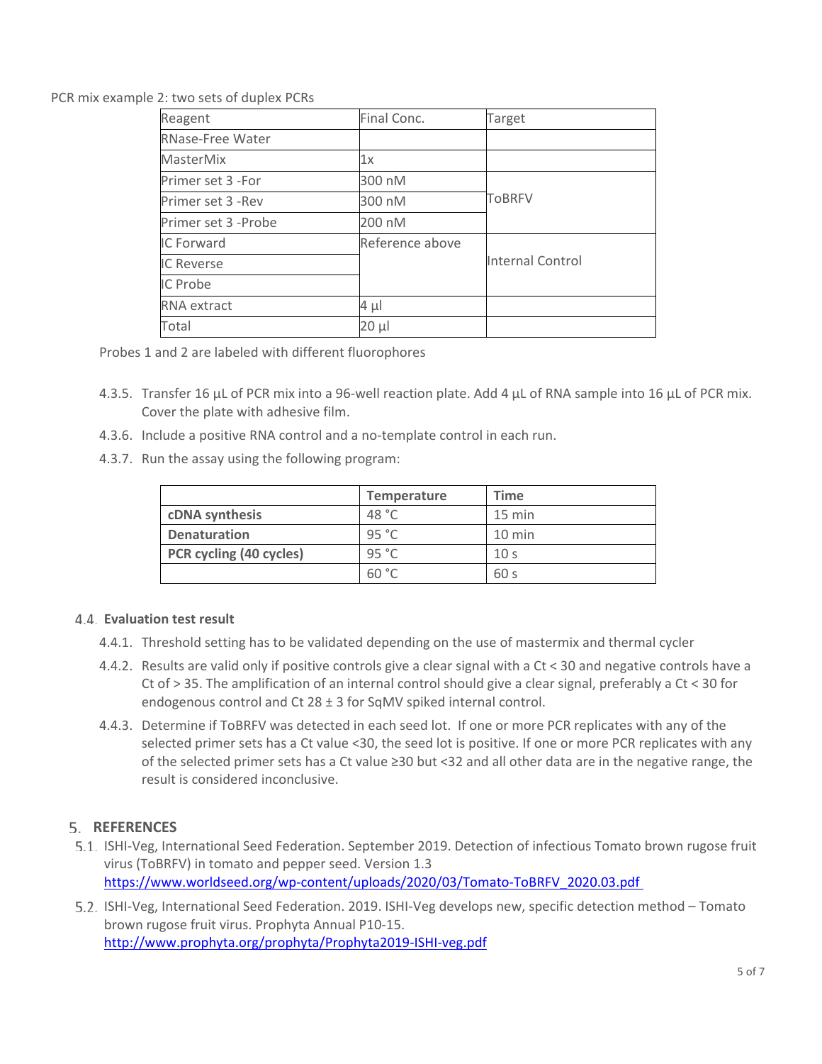PCR mix example 2: two sets of duplex PCRs

| Reagent | Final Conc. | Target |
|---|---|---|
| RNase-Free Water | | |
| MasterMix | 1x | |
| Primer set 3 -For | 300 nM | ToBRFV |
| Primer set 3 -Rev | 300 nM | |
| Primer set 3 -Probe | 200 nM | |
| IC Forward | Reference above | Internal Control |
| IC Reverse | | |
| IC Probe | | |
| RNA extract | 4 µl | |
| Total | 20 µl | |

Probes 1 and 2 are labeled with different fluorophores

4.3.5. Transfer 16 µL of PCR mix into a 96-well reaction plate. Add 4 µL of RNA sample into 16 µL of PCR mix. Cover the plate with adhesive film.

4.3.6. Include a positive RNA control and a no-template control in each run.

4.3.7. Run the assay using the following program:

| | Temperature | Time |
|---|---|---|
| **cDNA synthesis** | 48 °C | 15 min |
| **Denaturation** | 95 °C | 10 min |
| **PCR cycling (40 cycles)** | 95 °C | 10 s |
| | 60 °C | 60 s |

### 4.4. Evaluation test result

4.4.1. Threshold setting has to be validated depending on the use of mastermix and thermal cycler

4.4.2. Results are valid only if positive controls give a clear signal with a Ct < 30 and negative controls have a Ct of > 35. The amplification of an internal control should give a clear signal, preferably a Ct < 30 for endogenous control and Ct 28 ± 3 for SqMV spiked internal control.

4.4.3. Determine if ToBRFV was detected in each seed lot. If one or more PCR replicates with any of the selected primer sets has a Ct value <30, the seed lot is positive. If one or more PCR replicates with any of the selected primer sets has a Ct value ≥30 but <32 and all other data are in the negative range, the result is considered inconclusive.

## 5. REFERENCES

5.1. ISHI-Veg, International Seed Federation. September 2019. Detection of infectious Tomato brown rugose fruit virus (ToBRFV) in tomato and pepper seed. Version 1.3 https://www.worldseed.org/wp-content/uploads/2020/03/Tomato-ToBRFV_2020.03.pdf

5.2. ISHI-Veg, International Seed Federation. 2019. ISHI-Veg develops new, specific detection method – Tomato brown rugose fruit virus. Prophyta Annual P10-15. http://www.prophyta.org/prophyta/Prophyta2019-ISHI-veg.pdf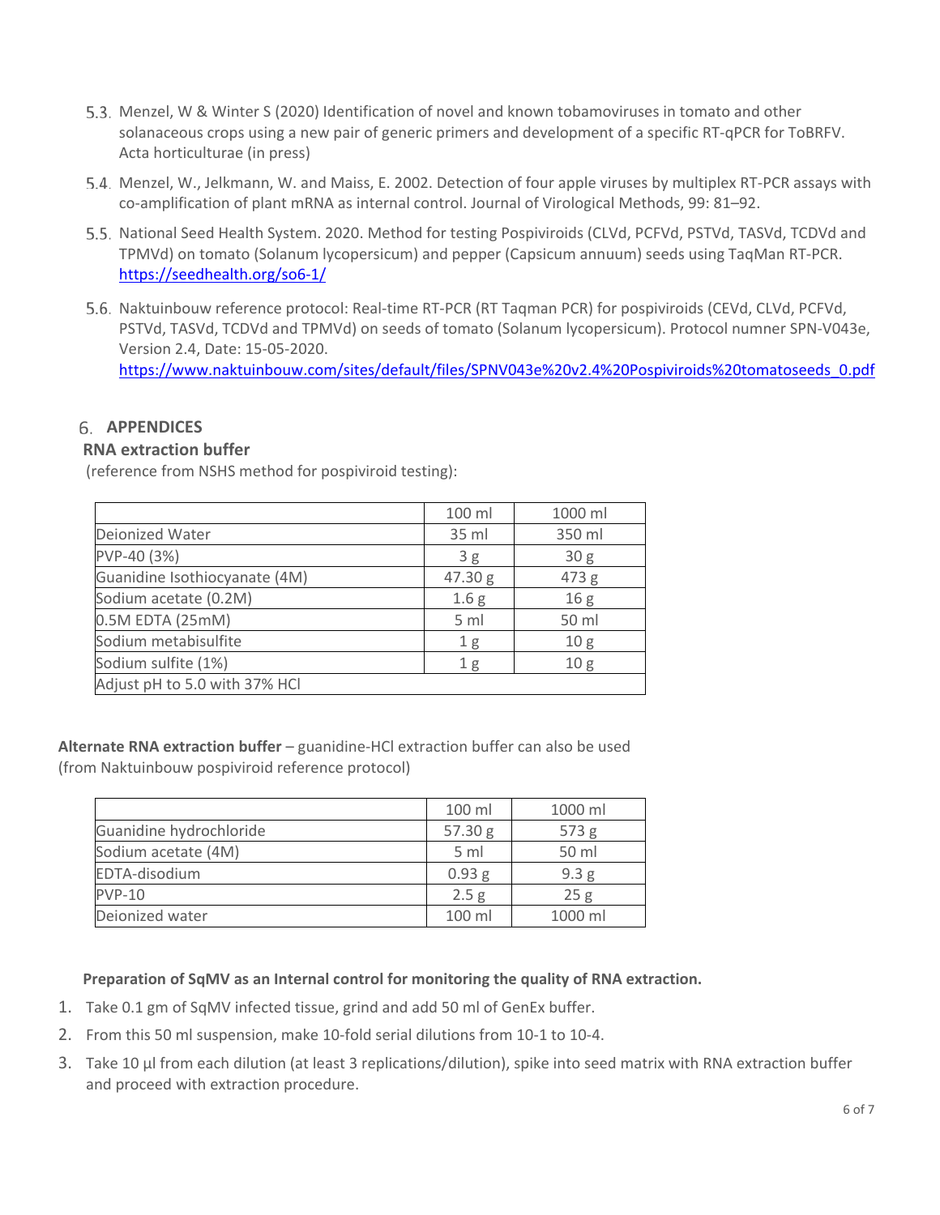5.3. Menzel, W & Winter S (2020) Identification of novel and known tobamoviruses in tomato and other solanaceous crops using a new pair of generic primers and development of a specific RT-qPCR for ToBRFV. Acta horticulturae (in press)

5.4. Menzel, W., Jelkmann, W. and Maiss, E. 2002. Detection of four apple viruses by multiplex RT-PCR assays with co-amplification of plant mRNA as internal control. Journal of Virological Methods, 99: 81–92.

5.5. National Seed Health System. 2020. Method for testing Pospiviroids (CLVd, PCFVd, PSTVd, TASVd, TCDVd and TPMVd) on tomato (Solanum lycopersicum) and pepper (Capsicum annuum) seeds using TaqMan RT-PCR. https://seedhealth.org/so6-1/

5.6. Naktuinbouw reference protocol: Real-time RT-PCR (RT Taqman PCR) for pospiviroids (CEVd, CLVd, PCFVd, PSTVd, TASVd, TCDVd and TPMVd) on seeds of tomato (Solanum lycopersicum). Protocol numner SPN-V043e, Version 2.4, Date: 15-05-2020. https://www.naktuinbouw.com/sites/default/files/SPNV043e%20v2.4%20Pospiviroids%20tomatoseeds_0.pdf

## 6. APPENDICES

### RNA extraction buffer

(reference from NSHS method for pospiviroid testing):

| | 100 ml | 1000 ml |
|---|---|---|
| Deionized Water | 35 ml | 350 ml |
| PVP-40 (3%) | 3 g | 30 g |
| Guanidine Isothiocyanate (4M) | 47.30 g | 473 g |
| Sodium acetate (0.2M) | 1.6 g | 16 g |
| 0.5M EDTA (25mM) | 5 ml | 50 ml |
| Sodium metabisulfite | 1 g | 10 g |
| Sodium sulfite (1%) | 1 g | 10 g |
| Adjust pH to 5.0 with 37% HCl | | |

**Alternate RNA extraction buffer** – guanidine-HCl extraction buffer can also be used (from Naktuinbouw pospiviroid reference protocol)

| | 100 ml | 1000 ml |
|---|---|---|
| Guanidine hydrochloride | 57.30 g | 573 g |
| Sodium acetate (4M) | 5 ml | 50 ml |
| EDTA-disodium | 0.93 g | 9.3 g |
| PVP-10 | 2.5 g | 25 g |
| Deionized water | 100 ml | 1000 ml |

**Preparation of SqMV as an Internal control for monitoring the quality of RNA extraction.**

1. Take 0.1 gm of SqMV infected tissue, grind and add 50 ml of GenEx buffer.
2. From this 50 ml suspension, make 10-fold serial dilutions from 10-1 to 10-4.
3. Take 10 µl from each dilution (at least 3 replications/dilution), spike into seed matrix with RNA extraction buffer and proceed with extraction procedure.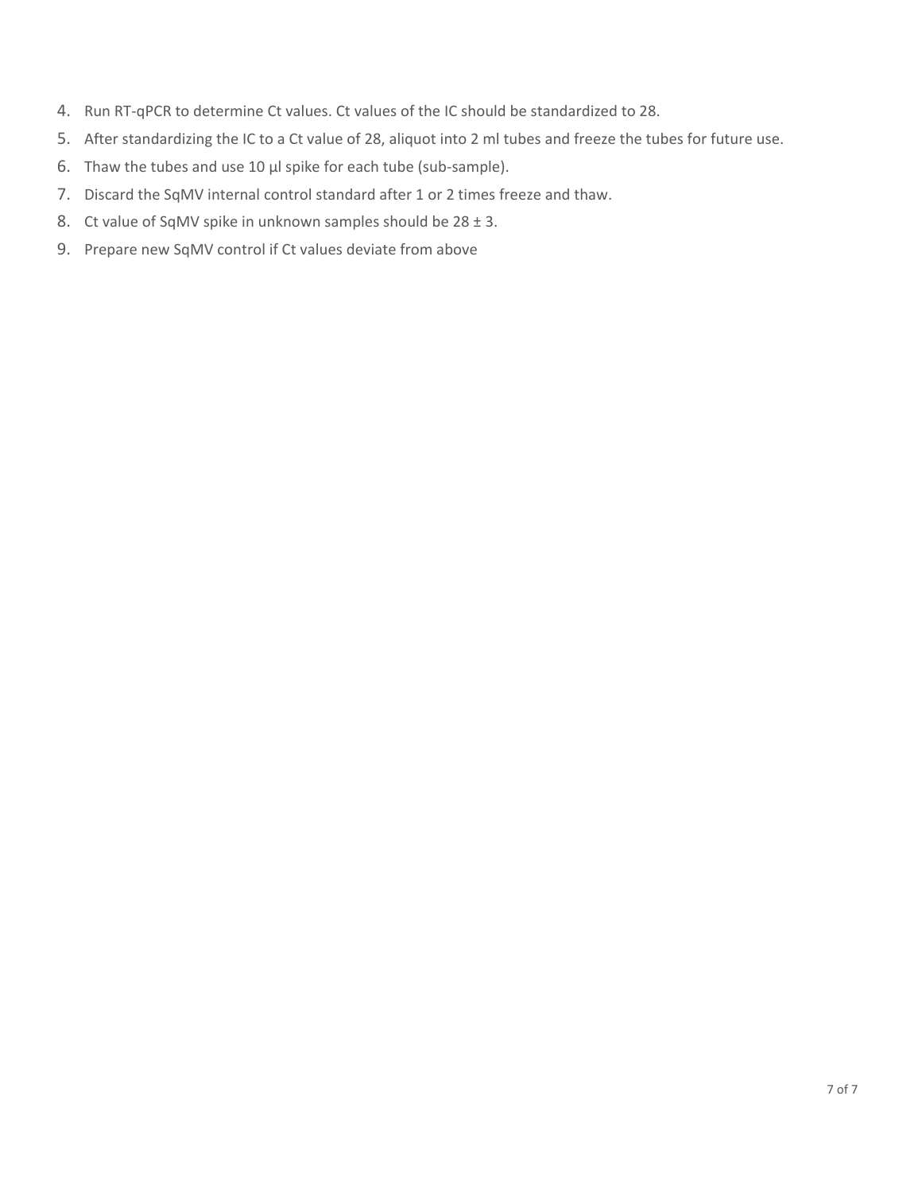4. Run RT-qPCR to determine Ct values. Ct values of the IC should be standardized to 28.
5. After standardizing the IC to a Ct value of 28, aliquot into 2 ml tubes and freeze the tubes for future use.
6. Thaw the tubes and use 10 µl spike for each tube (sub-sample).
7. Discard the SqMV internal control standard after 1 or 2 times freeze and thaw.
8. Ct value of SqMV spike in unknown samples should be 28 ± 3.
9. Prepare new SqMV control if Ct values deviate from above